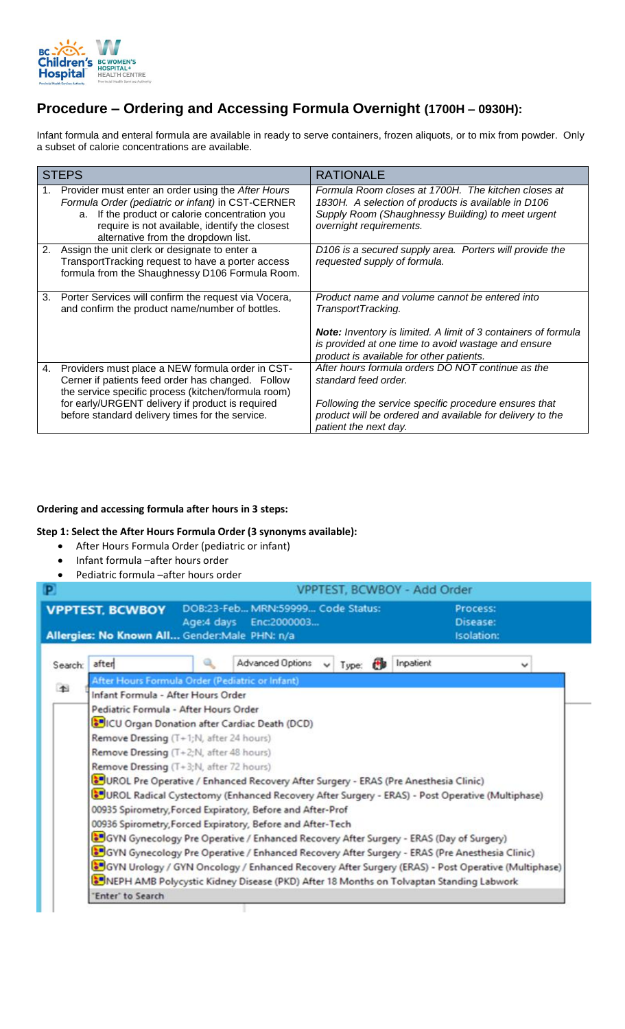# Procedure – Ordering and Accessing Formula Overnight (1700H – 0930H):

Infant formula and enteral formula are available in ready to serve containers, frozen aliquots, or to mix from powder. Only a subset of calorie concentrations are available.

| STEPS | RATIONALE |
|---|---|
| 1. Provider must enter an order using the *After Hours Formula Order (pediatric or infant)* in CST-CERNER<br>a. If the product or calorie concentration you require is not available, identify the closest alternative from the dropdown list. | *Formula Room closes at 1700H. The kitchen closes at 1830H. A selection of products is available in D106 Supply Room (Shaughnessy Building) to meet urgent overnight requirements.* |
| 2. Assign the unit clerk or designate to enter a TransportTracking request to have a porter access formula from the Shaughnessy D106 Formula Room. | *D106 is a secured supply area. Porters will provide the requested supply of formula.* |
| 3. Porter Services will confirm the request via Vocera, and confirm the product name/number of bottles. | *Product name and volume cannot be entered into TransportTracking.*<br><br>***Note:*** *Inventory is limited. A limit of 3 containers of formula is provided at one time to avoid wastage and ensure product is available for other patients.* |
| 4. Providers must place a NEW formula order in CST-Cerner if patients feed order has changed. Follow the service specific process (kitchen/formula room) for early/URGENT delivery if product is required before standard delivery times for the service. | *After hours formula orders DO NOT continue as the standard feed order.*<br><br>*Following the service specific procedure ensures that product will be ordered and available for delivery to the patient the next day.* |

**Ordering and accessing formula after hours in 3 steps:**

**Step 1: Select the After Hours Formula Order (3 synonyms available):**

- After Hours Formula Order (pediatric or infant)
- Infant formula –after hours order
- Pediatric formula –after hours order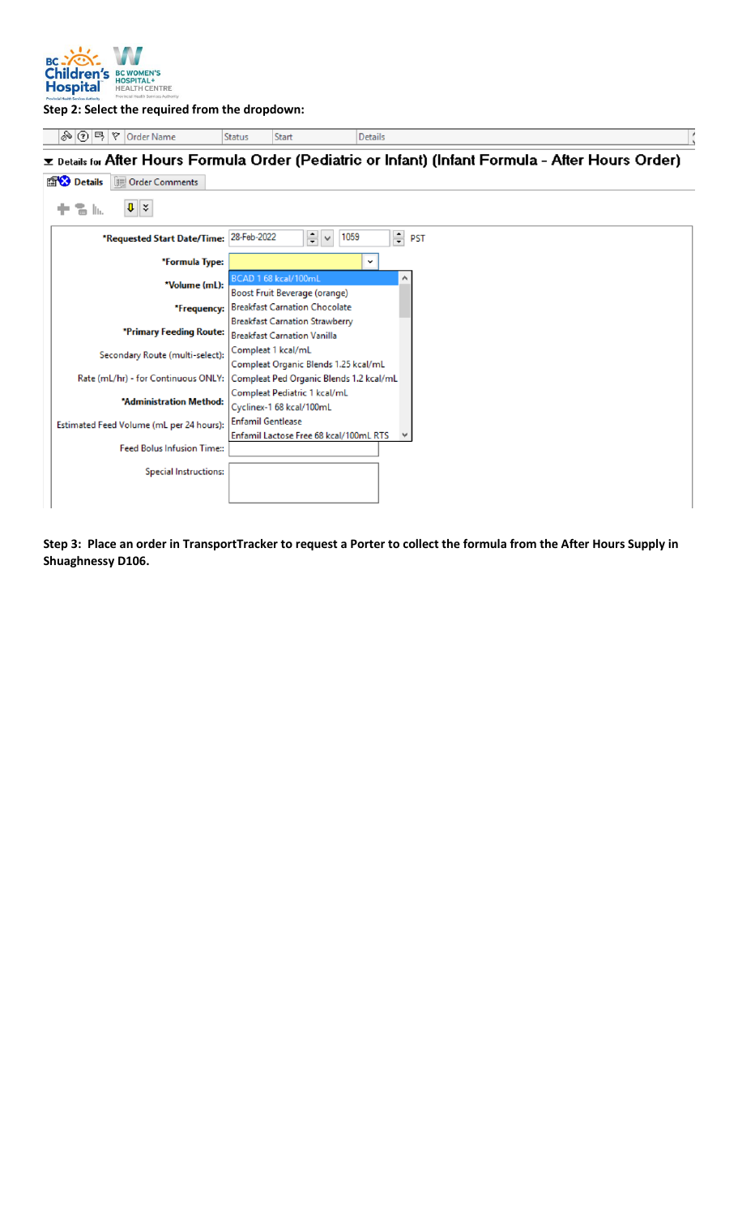**Step 2: Select the required from the dropdown:**

Order Name | Status | Start | Details

Details for After Hours Formula Order (Pediatric or Infant) (Infant Formula - After Hours Order)

Details | Order Comments

*Requested Start Date/Time: 28-Feb-2022 1059 PST

*Formula Type:

*Volume (mL):

*Frequency:

*Primary Feeding Route:

Secondary Route (multi-select):

Rate (mL/hr) - for Continuous ONLY:

*Administration Method:

Estimated Feed Volume (mL per 24 hours):

Feed Bolus Infusion Time::

Special Instructions:

BCAD 1 68 kcal/100mL
Boost Fruit Beverage (orange)
Breakfast Carnation Chocolate
Breakfast Carnation Strawberry
Breakfast Carnation Vanilla
Compleat 1 kcal/mL
Compleat Organic Blends 1.25 kcal/mL
Compleat Ped Organic Blends 1.2 kcal/mL
Compleat Pediatric 1 kcal/mL
Cyclinex-1 68 kcal/100mL
Enfamil Gentlease
Enfamil Lactose Free 68 kcal/100mL RTS

**Step 3: Place an order in TransportTracker to request a Porter to collect the formula from the After Hours Supply in Shuaghnessy D106.**